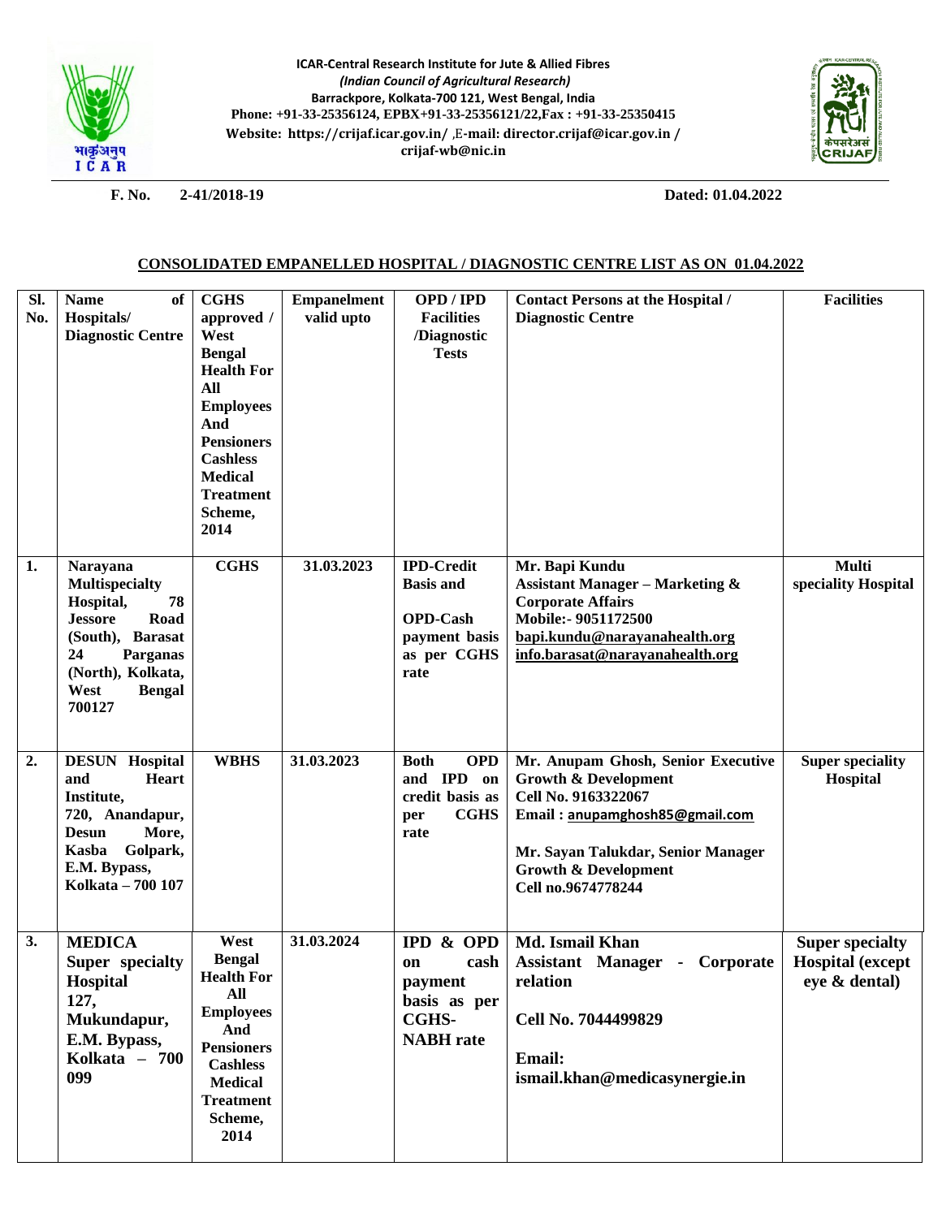**ICAR-Central Research Institute for Jute & Allied Fibres**
*(Indian Council of Agricultural Research)*
**Barrackpore, Kolkata-700 121, West Bengal, India**
**Phone: +91-33-25356124, EPBX+91-33-25356121/22,Fax : +91-33-25350415**
**Website: https://crijaf.icar.gov.in/ ,E-mail: director.crijaf@icar.gov.in / crijaf-wb@nic.in**

**F. No. 2-41/2018-19** **Dated: 01.04.2022**

## CONSOLIDATED EMPANELLED HOSPITAL / DIAGNOSTIC CENTRE LIST AS ON 01.04.2022

| Sl. No. | Name of Hospitals/ Diagnostic Centre | CGHS approved / West Bengal Health For All Employees And Pensioners Cashless Medical Treatment Scheme, 2014 | Empanelment valid upto | OPD / IPD Facilities /Diagnostic Tests | Contact Persons at the Hospital / Diagnostic Centre | Facilities |
|---|---|---|---|---|---|---|
| 1. | Narayana Multispecialty Hospital, 78 Jessore Road (South), Barasat 24 Parganas (North), Kolkata, West Bengal 700127 | CGHS | 31.03.2023 | IPD-Credit Basis and<br><br>OPD-Cash payment basis as per CGHS rate | Mr. Bapi Kundu<br>Assistant Manager – Marketing & Corporate Affairs<br>Mobile:- 9051172500<br>bapi.kundu@narayanahealth.org<br>info.barasat@narayanahealth.org | Multi speciality Hospital |
| 2. | DESUN Hospital and Heart Institute, 720, Anandapur, Desun More, Kasba Golpark, E.M. Bypass, Kolkata – 700 107 | WBHS | 31.03.2023 | Both OPD and IPD on credit basis as per CGHS rate | Mr. Anupam Ghosh, Senior Executive Growth & Development<br>Cell No. 9163322067<br>Email : anupamghosh85@gmail.com<br><br>Mr. Sayan Talukdar, Senior Manager Growth & Development<br>Cell no.9674778244 | Super speciality Hospital |
| 3. | MEDICA Super specialty Hospital 127, Mukundapur, E.M. Bypass, Kolkata – 700 099 | West Bengal Health For All Employees And Pensioners Cashless Medical Treatment Scheme, 2014 | 31.03.2024 | IPD & OPD on cash payment basis as per CGHS-NABH rate | Md. Ismail Khan<br>Assistant Manager - Corporate relation<br><br>Cell No. 7044499829<br><br>Email:<br>ismail.khan@medicasynergie.in | Super specialty Hospital (except eye & dental) |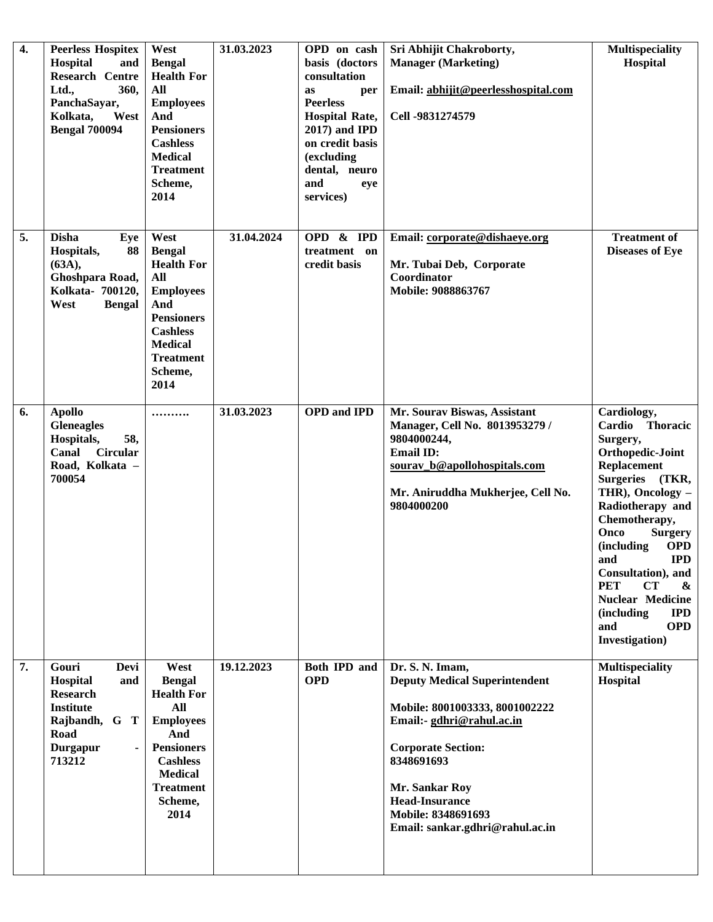| 4. | Peerless Hospitex Hospital and Research Centre Ltd., 360, PanchaSayar, Kolkata, West Bengal 700094 | West Bengal Health For All Employees And Pensioners Cashless Medical Treatment Scheme, 2014 | 31.03.2023 | OPD on cash basis (doctors consultation as per Peerless Hospital Rate, 2017) and IPD on credit basis (excluding dental, neuro and eye services) | Sri Abhijit Chakroborty, Manager (Marketing)<br><br>Email: abhijit@peerlesshospital.com<br><br>Cell -9831274579 | Multispeciality Hospital |
|---|---|---|---|---|---|---|
| 5. | Disha Eye Hospitals, 88 (63A), Ghoshpara Road, Kolkata- 700120, West Bengal | West Bengal Health For All Employees And Pensioners Cashless Medical Treatment Scheme, 2014 | 31.04.2024 | OPD & IPD treatment on credit basis | Email: corporate@dishaeye.org<br><br>Mr. Tubai Deb, Corporate Coordinator<br>Mobile: 9088863767 | Treatment of Diseases of Eye |
| 6. | Apollo Gleneagles Hospitals, 58, Canal Circular Road, Kolkata – 700054 | ………. | 31.03.2023 | OPD and IPD | Mr. Sourav Biswas, Assistant Manager, Cell No. 8013953279 / 9804000244,<br>Email ID: sourav_b@apollohospitals.com<br><br>Mr. Aniruddha Mukherjee, Cell No. 9804000200 | Cardiology, Cardio Thoracic Surgery, Orthopedic-Joint Replacement Surgeries (TKR, THR), Oncology – Radiotherapy and Chemotherapy, Onco Surgery (including OPD and IPD Consultation), and PET CT & Nuclear Medicine (including IPD and OPD Investigation) |
| 7. | Gouri Devi Hospital and Research Institute Rajbandh, G T Road Durgapur - 713212 | West Bengal Health For All Employees And Pensioners Cashless Medical Treatment Scheme, 2014 | 19.12.2023 | Both IPD and OPD | Dr. S. N. Imam,<br>Deputy Medical Superintendent<br><br>Mobile: 8001003333, 8001002222<br>Email:- gdhri@rahul.ac.in<br><br>Corporate Section:<br>8348691693<br><br>Mr. Sankar Roy<br>Head-Insurance<br>Mobile: 8348691693<br>Email: sankar.gdhri@rahul.ac.in | Multispeciality Hospital |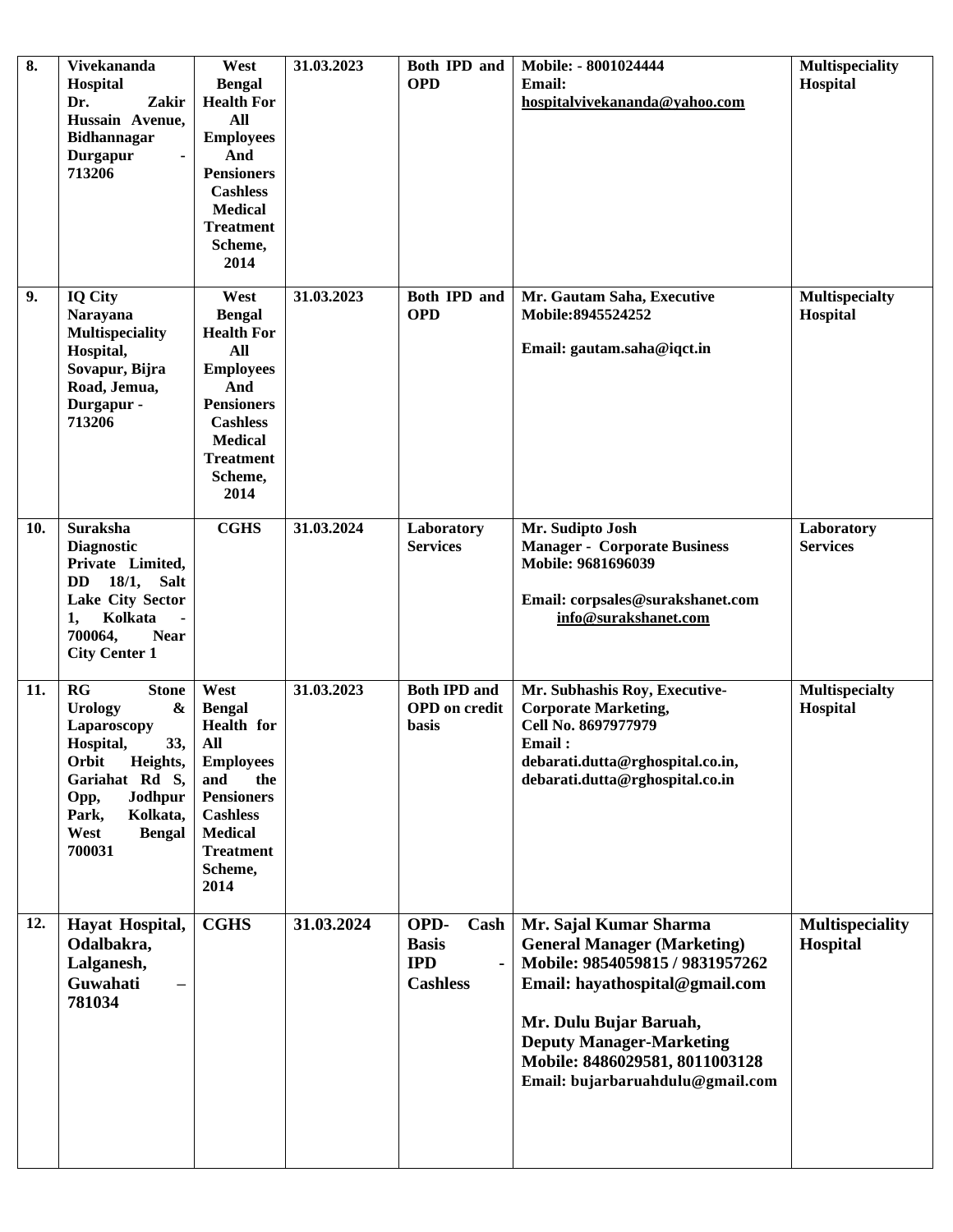| 8. | Vivekananda Hospital Dr. Zakir Hussain Avenue, Bidhannagar Durgapur - 713206 | West Bengal Health For All Employees And Pensioners Cashless Medical Treatment Scheme, 2014 | 31.03.2023 | Both IPD and OPD | Mobile: - 8001024444<br>Email: hospitalvivekananda@yahoo.com | Multispeciality Hospital |
|---|---|---|---|---|---|---|
| 9. | IQ City Narayana Multispeciality Hospital, Sovapur, Bijra Road, Jemua, Durgapur - 713206 | West Bengal Health For All Employees And Pensioners Cashless Medical Treatment Scheme, 2014 | 31.03.2023 | Both IPD and OPD | Mr. Gautam Saha, Executive<br>Mobile:8945524252<br><br>Email: gautam.saha@iqct.in | Multispecialty Hospital |
| 10. | Suraksha Diagnostic Private Limited, DD 18/1, Salt Lake City Sector 1, Kolkata - 700064, Near City Center 1 | CGHS | 31.03.2024 | Laboratory Services | Mr. Sudipto Josh<br>Manager - Corporate Business<br>Mobile: 9681696039<br><br>Email: corpsales@surakshanet.com<br>info@surakshanet.com | Laboratory Services |
| 11. | RG Stone Urology & Laparoscopy Hospital, 33, Orbit Heights, Gariahat Rd S, Opp, Jodhpur Park, Kolkata, West Bengal 700031 | West Bengal Health for All Employees and the Pensioners Cashless Medical Treatment Scheme, 2014 | 31.03.2023 | Both IPD and OPD on credit basis | Mr. Subhashis Roy, Executive-Corporate Marketing,<br>Cell No. 8697977979<br>Email :<br>debarati.dutta@rghospital.co.in,<br>debarati.dutta@rghospital.co.in | Multispecialty Hospital |
| 12. | Hayat Hospital, Odalbakra, Lalganesh, Guwahati – 781034 | CGHS | 31.03.2024 | OPD- Cash Basis<br>IPD - Cashless | Mr. Sajal Kumar Sharma<br>General Manager (Marketing)<br>Mobile: 9854059815 / 9831957262<br>Email: hayathospital@gmail.com<br><br>Mr. Dulu Bujar Baruah,<br>Deputy Manager-Marketing<br>Mobile: 8486029581, 8011003128<br>Email: bujarbaruahdulu@gmail.com | Multispeciality Hospital |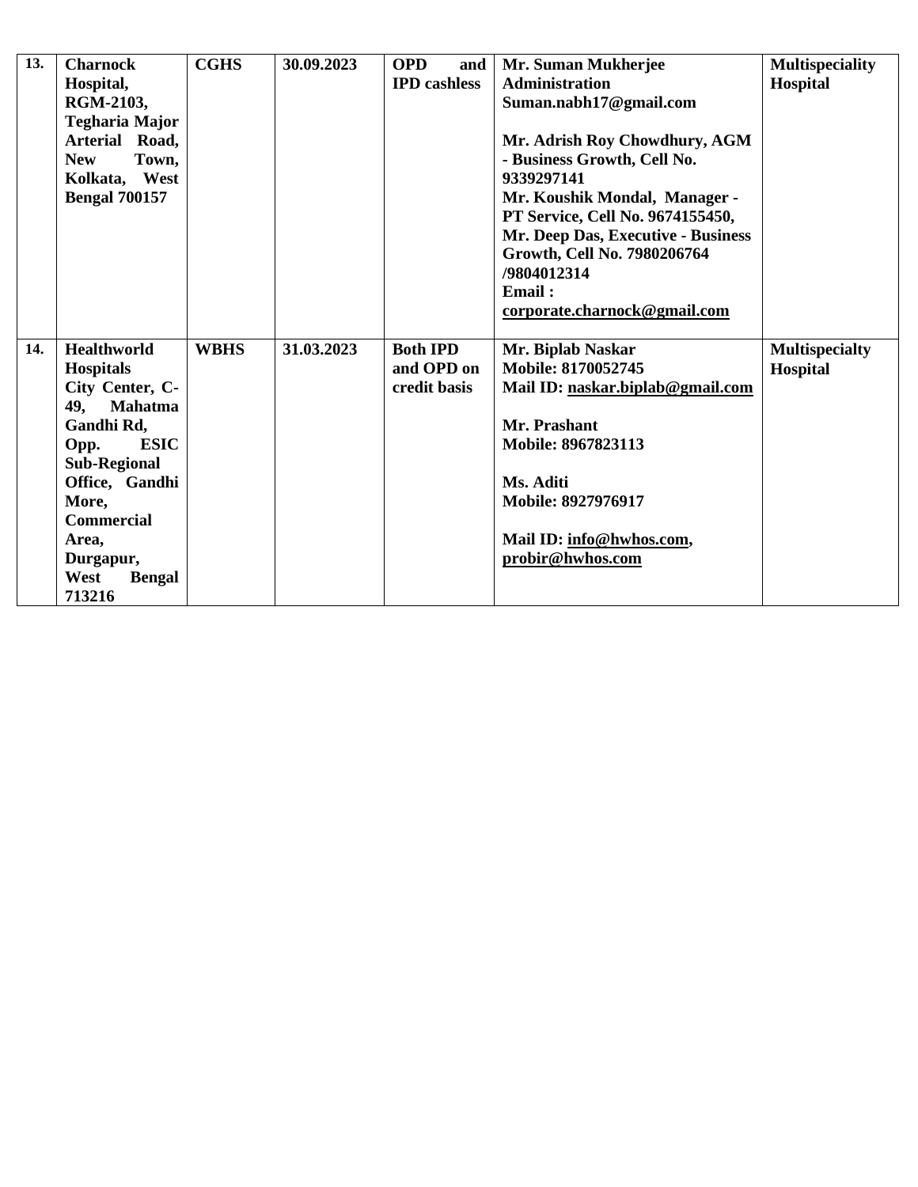| | | | | | | |
|---|---|---|---|---|---|---|
| **13.** | **Charnock Hospital, RGM-2103, Tegharia Major Arterial Road, New Town, Kolkata, West Bengal 700157** | **CGHS** | **30.09.2023** | **OPD and IPD cashless** | **Mr. Suman Mukherjee Administration Suman.nabh17@gmail.com**<br><br>**Mr. Adrish Roy Chowdhury, AGM - Business Growth, Cell No. 9339297141**<br>**Mr. Koushik Mondal, Manager - PT Service, Cell No. 9674155450,**<br>**Mr. Deep Das, Executive - Business Growth, Cell No. 7980206764 /9804012314**<br>**Email : corporate.charnock@gmail.com** | **Multispeciality Hospital** |
| **14.** | **Healthworld Hospitals City Center, C-49, Mahatma Gandhi Rd, Opp. ESIC Sub-Regional Office, Gandhi More, Commercial Area, Durgapur, West Bengal 713216** | **WBHS** | **31.03.2023** | **Both IPD and OPD on credit basis** | **Mr. Biplab Naskar**<br>**Mobile: 8170052745**<br>**Mail ID: naskar.biplab@gmail.com**<br><br>**Mr. Prashant**<br>**Mobile: 8967823113**<br><br>**Ms. Aditi**<br>**Mobile: 8927976917**<br><br>**Mail ID: info@hwhos.com, probir@hwhos.com** | **Multispecialty Hospital** |